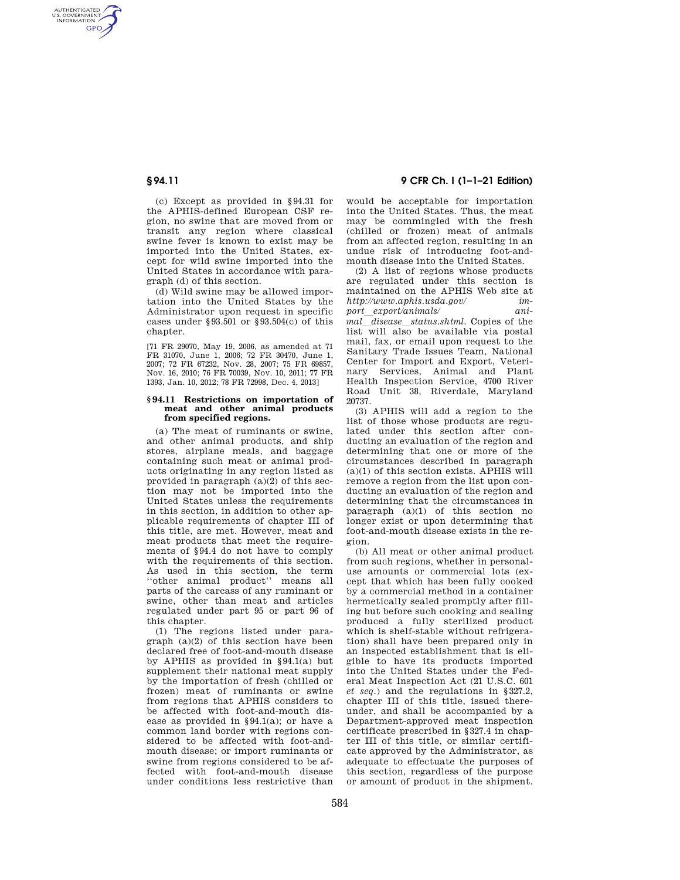(c) Except as provided in §94.31 for the APHIS-defined European CSF region, no swine that are moved from or transit any region where classical swine fever is known to exist may be imported into the United States, except for wild swine imported into the United States in accordance with paragraph (d) of this section.

(d) Wild swine may be allowed importation into the United States by the Administrator upon request in specific cases under §93.501 or §93.504(c) of this chapter.

[71 FR 29070, May 19, 2006, as amended at 71 FR 31070, June 1, 2006; 72 FR 30470, June 1, 2007; 72 FR 67232, Nov. 28, 2007; 75 FR 69857, Nov. 16, 2010; 76 FR 70039, Nov. 10, 2011; 77 FR 1393, Jan. 10, 2012; 78 FR 72998, Dec. 4, 2013]

## §94.11 Restrictions on importation of meat and other animal products from specified regions.

(a) The meat of ruminants or swine, and other animal products, and ship stores, airplane meals, and baggage containing such meat or animal products originating in any region listed as provided in paragraph (a)(2) of this section may not be imported into the United States unless the requirements in this section, in addition to other applicable requirements of chapter III of this title, are met. However, meat and meat products that meet the requirements of §94.4 do not have to comply with the requirements of this section. As used in this section, the term "other animal product" means all parts of the carcass of any ruminant or swine, other than meat and articles regulated under part 95 or part 96 of this chapter.

(1) The regions listed under paragraph (a)(2) of this section have been declared free of foot-and-mouth disease by APHIS as provided in §94.1(a) but supplement their national meat supply by the importation of fresh (chilled or frozen) meat of ruminants or swine from regions that APHIS considers to be affected with foot-and-mouth disease as provided in §94.1(a); or have a common land border with regions considered to be affected with foot-and-mouth disease; or import ruminants or swine from regions considered to be affected with foot-and-mouth disease under conditions less restrictive than would be acceptable for importation into the United States. Thus, the meat may be commingled with the fresh (chilled or frozen) meat of animals from an affected region, resulting in an undue risk of introducing foot-and-mouth disease into the United States.

(2) A list of regions whose products are regulated under this section is maintained on the APHIS Web site at *http://www.aphis.usda.gov/import_export/animals/animal_disease_status.shtml*. Copies of the list will also be available via postal mail, fax, or email upon request to the Sanitary Trade Issues Team, National Center for Import and Export, Veterinary Services, Animal and Plant Health Inspection Service, 4700 River Road Unit 38, Riverdale, Maryland 20737.

(3) APHIS will add a region to the list of those whose products are regulated under this section after conducting an evaluation of the region and determining that one or more of the circumstances described in paragraph (a)(1) of this section exists. APHIS will remove a region from the list upon conducting an evaluation of the region and determining that the circumstances in paragraph (a)(1) of this section no longer exist or upon determining that foot-and-mouth disease exists in the region.

(b) All meat or other animal product from such regions, whether in personal-use amounts or commercial lots (except that which has been fully cooked by a commercial method in a container hermetically sealed promptly after filling but before such cooking and sealing produced a fully sterilized product which is shelf-stable without refrigeration) shall have been prepared only in an inspected establishment that is eligible to have its products imported into the United States under the Federal Meat Inspection Act (21 U.S.C. 601 *et seq.*) and the regulations in §327.2, chapter III of this title, issued thereunder, and shall be accompanied by a Department-approved meat inspection certificate prescribed in §327.4 in chapter III of this title, or similar certificate approved by the Administrator, as adequate to effectuate the purposes of this section, regardless of the purpose or amount of product in the shipment.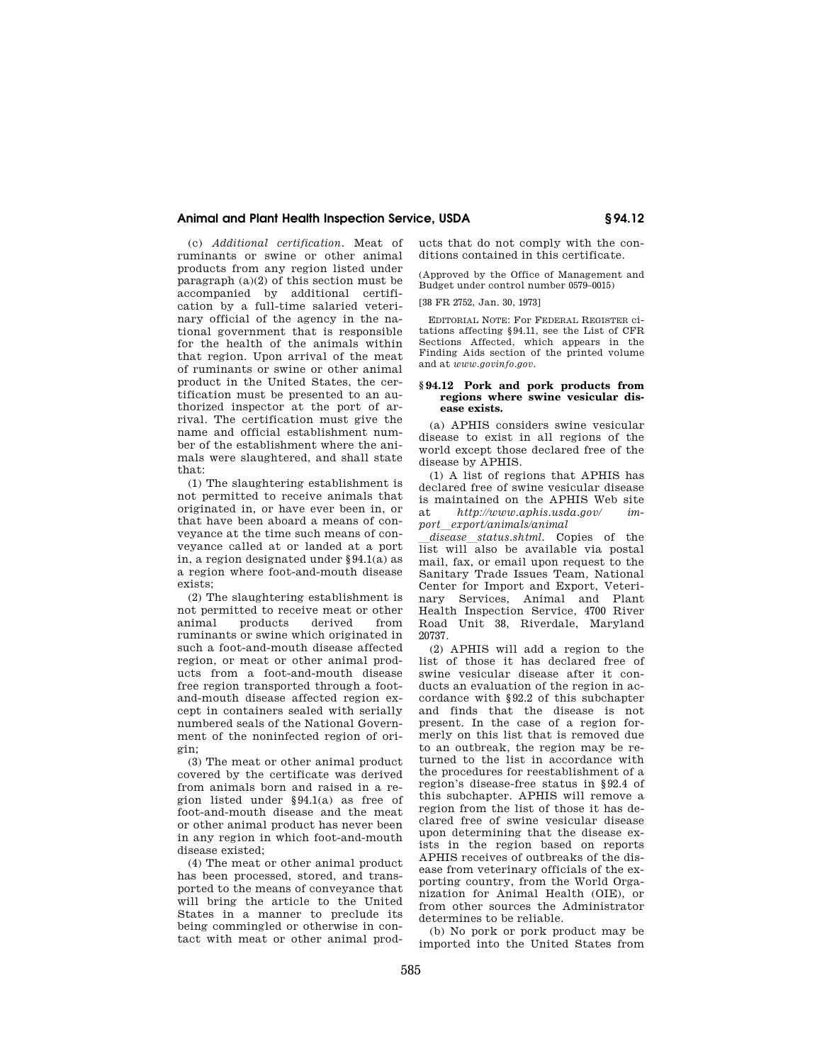(c) *Additional certification.* Meat of ruminants or swine or other animal products from any region listed under paragraph (a)(2) of this section must be accompanied by additional certification by a full-time salaried veterinary official of the agency in the national government that is responsible for the health of the animals within that region. Upon arrival of the meat of ruminants or swine or other animal product in the United States, the certification must be presented to an authorized inspector at the port of arrival. The certification must give the name and official establishment number of the establishment where the animals were slaughtered, and shall state that:

(1) The slaughtering establishment is not permitted to receive animals that originated in, or have ever been in, or that have been aboard a means of conveyance at the time such means of conveyance called at or landed at a port in, a region designated under §94.1(a) as a region where foot-and-mouth disease exists;

(2) The slaughtering establishment is not permitted to receive meat or other animal products derived from ruminants or swine which originated in such a foot-and-mouth disease affected region, or meat or other animal products from a foot-and-mouth disease free region transported through a foot-and-mouth disease affected region except in containers sealed with serially numbered seals of the National Government of the noninfected region of origin;

(3) The meat or other animal product covered by the certificate was derived from animals born and raised in a region listed under §94.1(a) as free of foot-and-mouth disease and the meat or other animal product has never been in any region in which foot-and-mouth disease existed;

(4) The meat or other animal product has been processed, stored, and transported to the means of conveyance that will bring the article to the United States in a manner to preclude its being commingled or otherwise in contact with meat or other animal products that do not comply with the conditions contained in this certificate.

(Approved by the Office of Management and Budget under control number 0579–0015)

[38 FR 2752, Jan. 30, 1973]

EDITORIAL NOTE: For FEDERAL REGISTER citations affecting §94.11, see the List of CFR Sections Affected, which appears in the Finding Aids section of the printed volume and at *www.govinfo.gov*.

## §94.12 Pork and pork products from regions where swine vesicular disease exists.

(a) APHIS considers swine vesicular disease to exist in all regions of the world except those declared free of the disease by APHIS.

(1) A list of regions that APHIS has declared free of swine vesicular disease is maintained on the APHIS Web site at *http://www.aphis.usda.gov/import_export/animals/animal_disease_status.shtml*. Copies of the list will also be available via postal mail, fax, or email upon request to the Sanitary Trade Issues Team, National Center for Import and Export, Veterinary Services, Animal and Plant Health Inspection Service, 4700 River Road Unit 38, Riverdale, Maryland 20737.

(2) APHIS will add a region to the list of those it has declared free of swine vesicular disease after it conducts an evaluation of the region in accordance with §92.2 of this subchapter and finds that the disease is not present. In the case of a region formerly on this list that is removed due to an outbreak, the region may be returned to the list in accordance with the procedures for reestablishment of a region's disease-free status in §92.4 of this subchapter. APHIS will remove a region from the list of those it has declared free of swine vesicular disease upon determining that the disease exists in the region based on reports APHIS receives of outbreaks of the disease from veterinary officials of the exporting country, from the World Organization for Animal Health (OIE), or from other sources the Administrator determines to be reliable.

(b) No pork or pork product may be imported into the United States from